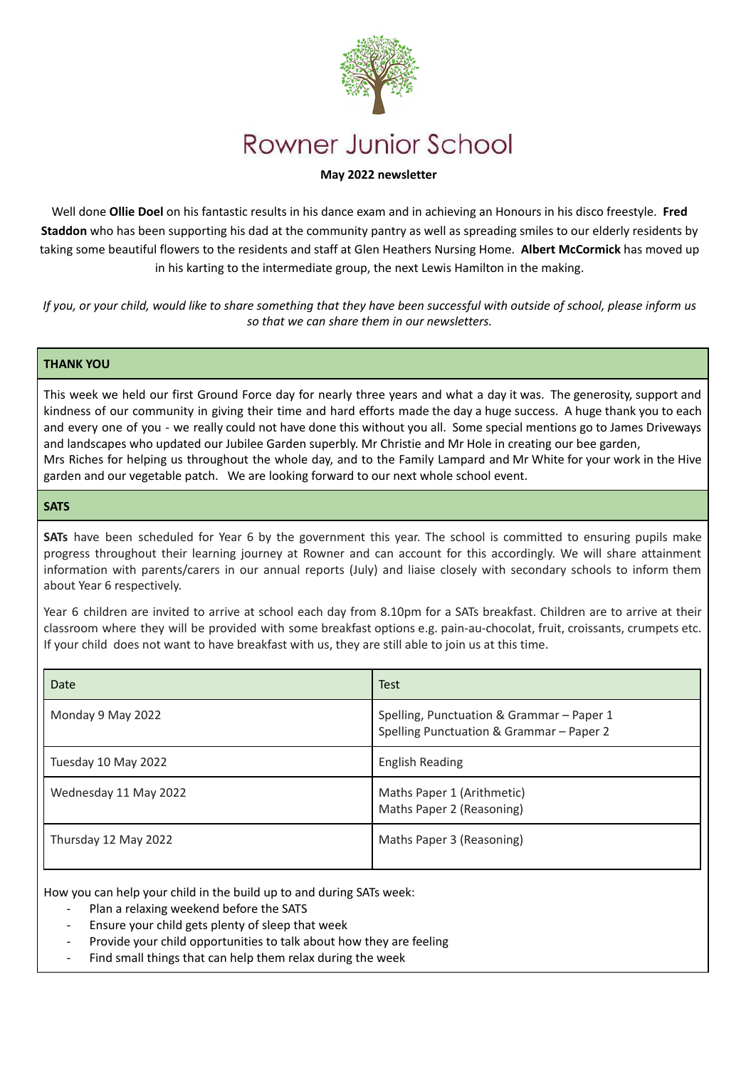# Rowner Junior School

**May 2022 newsletter**

Well done **Ollie Doel** on his fantastic results in his dance exam and in achieving an Honours in his disco freestyle. **Fred Staddon** who has been supporting his dad at the community pantry as well as spreading smiles to our elderly residents by taking some beautiful flowers to the residents and staff at Glen Heathers Nursing Home. **Albert McCormick** has moved up in his karting to the intermediate group, the next Lewis Hamilton in the making.

*If you, or your child, would like to share something that they have been successful with outside of school, please inform us so that we can share them in our newsletters.*

## THANK YOU

This week we held our first Ground Force day for nearly three years and what a day it was. The generosity, support and kindness of our community in giving their time and hard efforts made the day a huge success. A huge thank you to each and every one of you - we really could not have done this without you all. Some special mentions go to James Driveways and landscapes who updated our Jubilee Garden superbly. Mr Christie and Mr Hole in creating our bee garden, Mrs Riches for helping us throughout the whole day, and to the Family Lampard and Mr White for your work in the Hive garden and our vegetable patch. We are looking forward to our next whole school event.

## SATS

**SATs** have been scheduled for Year 6 by the government this year. The school is committed to ensuring pupils make progress throughout their learning journey at Rowner and can account for this accordingly. We will share attainment information with parents/carers in our annual reports (July) and liaise closely with secondary schools to inform them about Year 6 respectively.

Year 6 children are invited to arrive at school each day from 8.10pm for a SATs breakfast. Children are to arrive at their classroom where they will be provided with some breakfast options e.g. pain-au-chocolat, fruit, croissants, crumpets etc. If your child does not want to have breakfast with us, they are still able to join us at this time.

| Date | Test |
| --- | --- |
| Monday 9 May 2022 | Spelling, Punctuation & Grammar – Paper 1<br>Spelling Punctuation & Grammar – Paper 2 |
| Tuesday 10 May 2022 | English Reading |
| Wednesday 11 May 2022 | Maths Paper 1 (Arithmetic)<br>Maths Paper 2 (Reasoning) |
| Thursday 12 May 2022 | Maths Paper 3 (Reasoning) |

How you can help your child in the build up to and during SATs week:

- Plan a relaxing weekend before the SATS
- Ensure your child gets plenty of sleep that week
- Provide your child opportunities to talk about how they are feeling
- Find small things that can help them relax during the week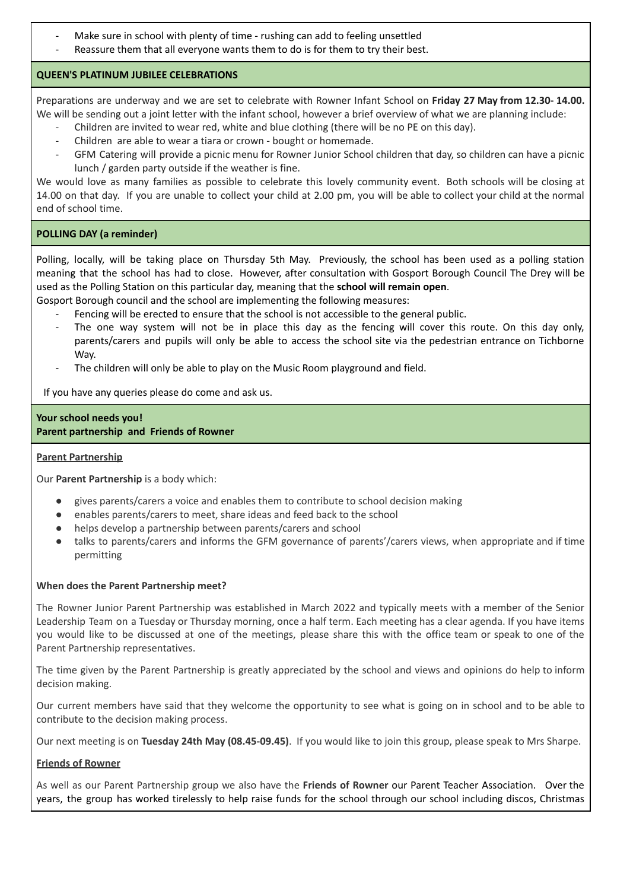- Make sure in school with plenty of time - rushing can add to feeling unsettled
- Reassure them that all everyone wants them to do is for them to try their best.

## QUEEN'S PLATINUM JUBILEE CELEBRATIONS

Preparations are underway and we are set to celebrate with Rowner Infant School on **Friday 27 May from 12.30- 14.00.** We will be sending out a joint letter with the infant school, however a brief overview of what we are planning include:

- Children are invited to wear red, white and blue clothing (there will be no PE on this day).
- Children are able to wear a tiara or crown - bought or homemade.
- GFM Catering will provide a picnic menu for Rowner Junior School children that day, so children can have a picnic lunch / garden party outside if the weather is fine.

We would love as many families as possible to celebrate this lovely community event. Both schools will be closing at 14.00 on that day. If you are unable to collect your child at 2.00 pm, you will be able to collect your child at the normal end of school time.

## POLLING DAY (a reminder)

Polling, locally, will be taking place on Thursday 5th May. Previously, the school has been used as a polling station meaning that the school has had to close. However, after consultation with Gosport Borough Council The Drey will be used as the Polling Station on this particular day, meaning that the **school will remain open**.
Gosport Borough council and the school are implementing the following measures:

- Fencing will be erected to ensure that the school is not accessible to the general public.
- The one way system will not be in place this day as the fencing will cover this route. On this day only, parents/carers and pupils will only be able to access the school site via the pedestrian entrance on Tichborne Way.
- The children will only be able to play on the Music Room playground and field.

If you have any queries please do come and ask us.

## Your school needs you!
## Parent partnership and Friends of Rowner

### Parent Partnership

Our **Parent Partnership** is a body which:

- gives parents/carers a voice and enables them to contribute to school decision making
- enables parents/carers to meet, share ideas and feed back to the school
- helps develop a partnership between parents/carers and school
- talks to parents/carers and informs the GFM governance of parents'/carers views, when appropriate and if time permitting

**When does the Parent Partnership meet?**

The Rowner Junior Parent Partnership was established in March 2022 and typically meets with a member of the Senior Leadership Team on a Tuesday or Thursday morning, once a half term. Each meeting has a clear agenda. If you have items you would like to be discussed at one of the meetings, please share this with the office team or speak to one of the Parent Partnership representatives.

The time given by the Parent Partnership is greatly appreciated by the school and views and opinions do help to inform decision making.

Our current members have said that they welcome the opportunity to see what is going on in school and to be able to contribute to the decision making process.

Our next meeting is on **Tuesday 24th May (08.45-09.45)**. If you would like to join this group, please speak to Mrs Sharpe.

### Friends of Rowner

As well as our Parent Partnership group we also have the **Friends of Rowner** our Parent Teacher Association. Over the years, the group has worked tirelessly to help raise funds for the school through our school including discos, Christmas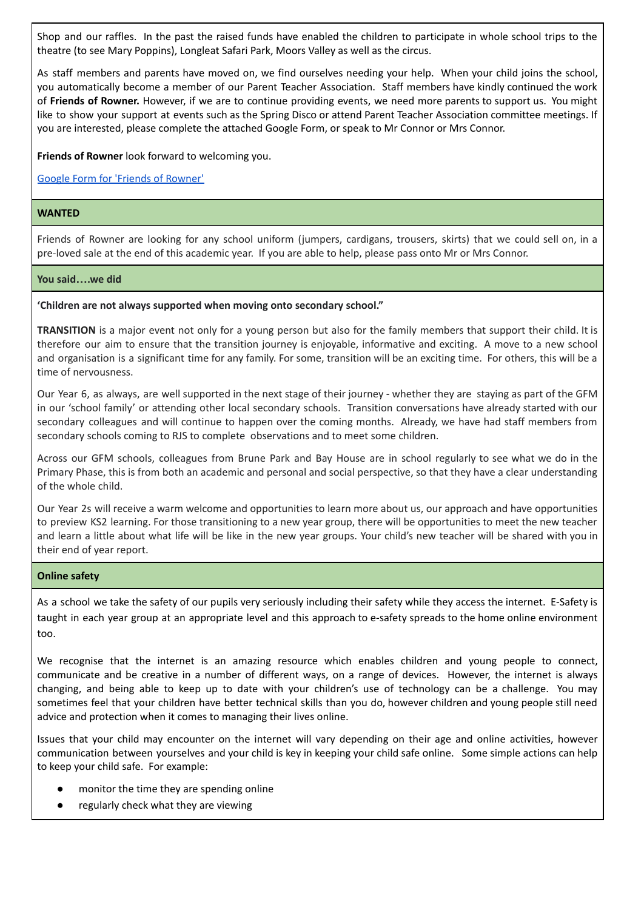Shop and our raffles. In the past the raised funds have enabled the children to participate in whole school trips to the theatre (to see Mary Poppins), Longleat Safari Park, Moors Valley as well as the circus.

As staff members and parents have moved on, we find ourselves needing your help. When your child joins the school, you automatically become a member of our Parent Teacher Association. Staff members have kindly continued the work of **Friends of Rowner.** However, if we are to continue providing events, we need more parents to support us. You might like to show your support at events such as the Spring Disco or attend Parent Teacher Association committee meetings. If you are interested, please complete the attached Google Form, or speak to Mr Connor or Mrs Connor.

**Friends of Rowner** look forward to welcoming you.

Google Form for 'Friends of Rowner'

## WANTED

Friends of Rowner are looking for any school uniform (jumpers, cardigans, trousers, skirts) that we could sell on, in a pre-loved sale at the end of this academic year. If you are able to help, please pass onto Mr or Mrs Connor.

## You said….we did

**'Children are not always supported when moving onto secondary school."**

**TRANSITION** is a major event not only for a young person but also for the family members that support their child. It is therefore our aim to ensure that the transition journey is enjoyable, informative and exciting. A move to a new school and organisation is a significant time for any family. For some, transition will be an exciting time. For others, this will be a time of nervousness.

Our Year 6, as always, are well supported in the next stage of their journey - whether they are staying as part of the GFM in our 'school family' or attending other local secondary schools. Transition conversations have already started with our secondary colleagues and will continue to happen over the coming months. Already, we have had staff members from secondary schools coming to RJS to complete observations and to meet some children.

Across our GFM schools, colleagues from Brune Park and Bay House are in school regularly to see what we do in the Primary Phase, this is from both an academic and personal and social perspective, so that they have a clear understanding of the whole child.

Our Year 2s will receive a warm welcome and opportunities to learn more about us, our approach and have opportunities to preview KS2 learning. For those transitioning to a new year group, there will be opportunities to meet the new teacher and learn a little about what life will be like in the new year groups. Your child's new teacher will be shared with you in their end of year report.

## Online safety

As a school we take the safety of our pupils very seriously including their safety while they access the internet. E-Safety is taught in each year group at an appropriate level and this approach to e-safety spreads to the home online environment too.

We recognise that the internet is an amazing resource which enables children and young people to connect, communicate and be creative in a number of different ways, on a range of devices. However, the internet is always changing, and being able to keep up to date with your children's use of technology can be a challenge. You may sometimes feel that your children have better technical skills than you do, however children and young people still need advice and protection when it comes to managing their lives online.

Issues that your child may encounter on the internet will vary depending on their age and online activities, however communication between yourselves and your child is key in keeping your child safe online. Some simple actions can help to keep your child safe. For example:

- monitor the time they are spending online
- regularly check what they are viewing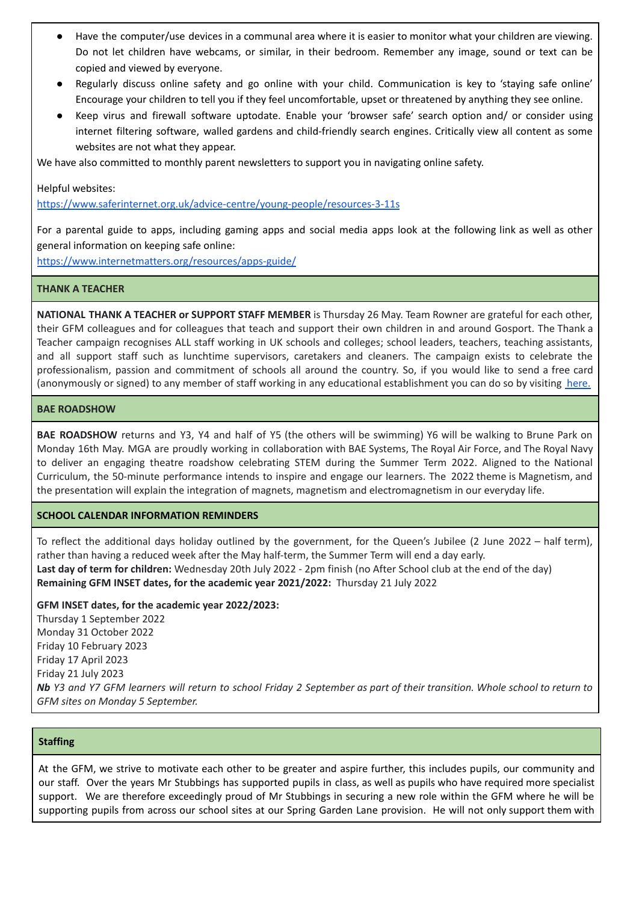- Have the computer/use devices in a communal area where it is easier to monitor what your children are viewing. Do not let children have webcams, or similar, in their bedroom. Remember any image, sound or text can be copied and viewed by everyone.
- Regularly discuss online safety and go online with your child. Communication is key to 'staying safe online' Encourage your children to tell you if they feel uncomfortable, upset or threatened by anything they see online.
- Keep virus and firewall software uptodate. Enable your 'browser safe' search option and/ or consider using internet filtering software, walled gardens and child-friendly search engines. Critically view all content as some websites are not what they appear.

We have also committed to monthly parent newsletters to support you in navigating online safety.

Helpful websites:
https://www.saferinternet.org.uk/advice-centre/young-people/resources-3-11s

For a parental guide to apps, including gaming apps and social media apps look at the following link as well as other general information on keeping safe online:
https://www.internetmatters.org/resources/apps-guide/

## THANK A TEACHER

**NATIONAL THANK A TEACHER or SUPPORT STAFF MEMBER** is Thursday 26 May. Team Rowner are grateful for each other, their GFM colleagues and for colleagues that teach and support their own children in and around Gosport. The Thank a Teacher campaign recognises ALL staff working in UK schools and colleges; school leaders, teachers, teaching assistants, and all support staff such as lunchtime supervisors, caretakers and cleaners. The campaign exists to celebrate the professionalism, passion and commitment of schools all around the country. So, if you would like to send a free card (anonymously or signed) to any member of staff working in any educational establishment you can do so by visiting here.

## BAE ROADSHOW

**BAE ROADSHOW** returns and Y3, Y4 and half of Y5 (the others will be swimming) Y6 will be walking to Brune Park on Monday 16th May. MGA are proudly working in collaboration with BAE Systems, The Royal Air Force, and The Royal Navy to deliver an engaging theatre roadshow celebrating STEM during the Summer Term 2022. Aligned to the National Curriculum, the 50-minute performance intends to inspire and engage our learners. The 2022 theme is Magnetism, and the presentation will explain the integration of magnets, magnetism and electromagnetism in our everyday life.

## SCHOOL CALENDAR INFORMATION REMINDERS

To reflect the additional days holiday outlined by the government, for the Queen's Jubilee (2 June 2022 – half term), rather than having a reduced week after the May half-term, the Summer Term will end a day early.
**Last day of term for children:** Wednesday 20th July 2022 - 2pm finish (no After School club at the end of the day)
**Remaining GFM INSET dates, for the academic year 2021/2022:** Thursday 21 July 2022

**GFM INSET dates, for the academic year 2022/2023:**
Thursday 1 September 2022
Monday 31 October 2022
Friday 10 February 2023
Friday 17 April 2023
Friday 21 July 2023
***Nb*** *Y3 and Y7 GFM learners will return to school Friday 2 September as part of their transition. Whole school to return to GFM sites on Monday 5 September.*

## Staffing

At the GFM, we strive to motivate each other to be greater and aspire further, this includes pupils, our community and our staff. Over the years Mr Stubbings has supported pupils in class, as well as pupils who have required more specialist support. We are therefore exceedingly proud of Mr Stubbings in securing a new role within the GFM where he will be supporting pupils from across our school sites at our Spring Garden Lane provision. He will not only support them with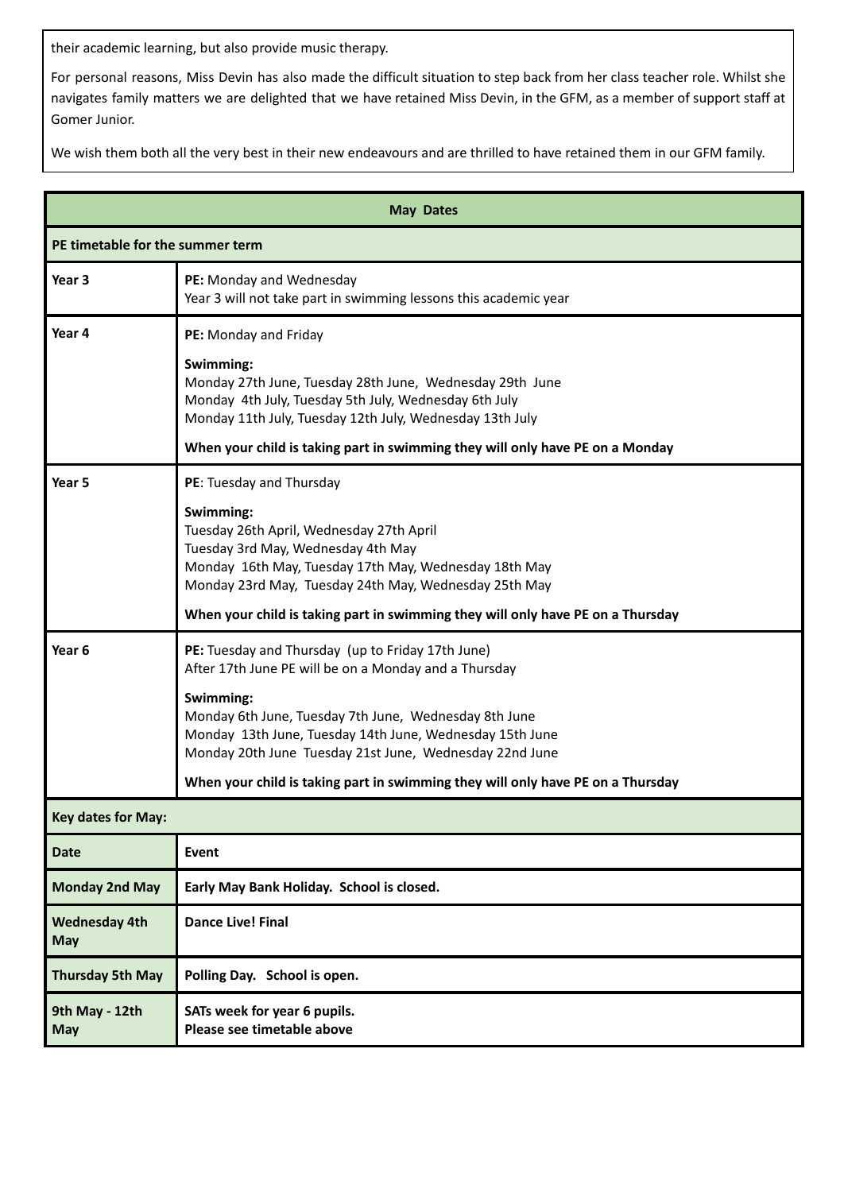their academic learning, but also provide music therapy.

For personal reasons, Miss Devin has also made the difficult situation to step back from her class teacher role. Whilst she navigates family matters we are delighted that we have retained Miss Devin, in the GFM, as a member of support staff at Gomer Junior.

We wish them both all the very best in their new endeavours and are thrilled to have retained them in our GFM family.

| **May Dates** | |
|---|---|
| **PE timetable for the summer term** | |
| **Year 3** | **PE:** Monday and Wednesday<br>Year 3 will not take part in swimming lessons this academic year |
| **Year 4** | **PE:** Monday and Friday<br>**Swimming:**<br>Monday 27th June, Tuesday 28th June, Wednesday 29th June<br>Monday 4th July, Tuesday 5th July, Wednesday 6th July<br>Monday 11th July, Tuesday 12th July, Wednesday 13th July<br>**When your child is taking part in swimming they will only have PE on a Monday** |
| **Year 5** | **PE**: Tuesday and Thursday<br>**Swimming:**<br>Tuesday 26th April, Wednesday 27th April<br>Tuesday 3rd May, Wednesday 4th May<br>Monday 16th May, Tuesday 17th May, Wednesday 18th May<br>Monday 23rd May, Tuesday 24th May, Wednesday 25th May<br>**When your child is taking part in swimming they will only have PE on a Thursday** |
| **Year 6** | **PE:** Tuesday and Thursday (up to Friday 17th June)<br>After 17th June PE will be on a Monday and a Thursday<br>**Swimming:**<br>Monday 6th June, Tuesday 7th June, Wednesday 8th June<br>Monday 13th June, Tuesday 14th June, Wednesday 15th June<br>Monday 20th June Tuesday 21st June, Wednesday 22nd June<br>**When your child is taking part in swimming they will only have PE on a Thursday** |
| **Key dates for May:** | |
| **Date** | **Event** |
| **Monday 2nd May** | **Early May Bank Holiday. School is closed.** |
| **Wednesday 4th May** | **Dance Live! Final** |
| **Thursday 5th May** | **Polling Day. School is open.** |
| **9th May - 12th May** | **SATs week for year 6 pupils.**<br>**Please see timetable above** |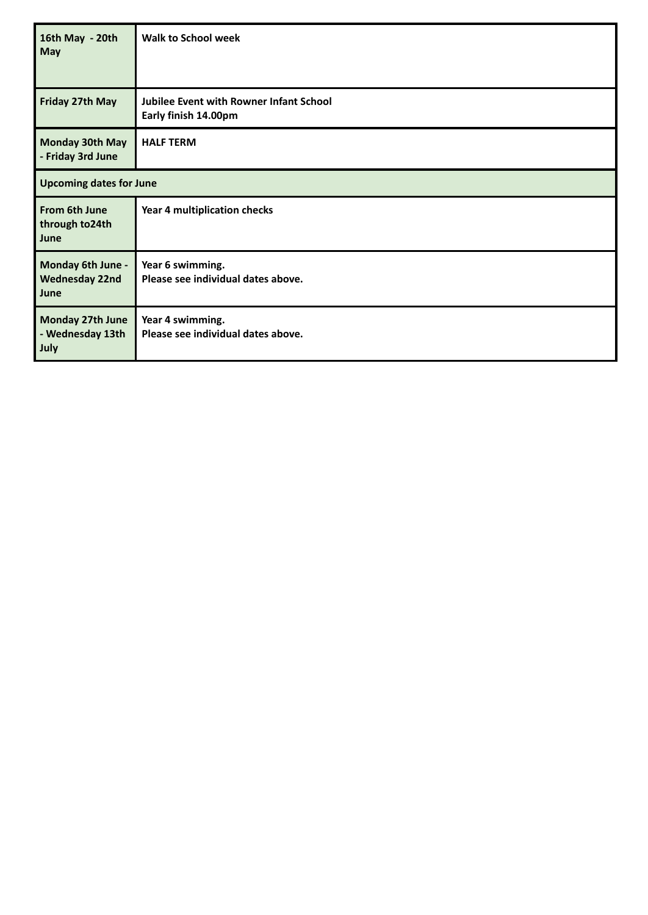| | |
|---|---|
| **16th May - 20th May** | **Walk to School week** |
| **Friday 27th May** | **Jubilee Event with Rowner Infant School**<br>**Early finish 14.00pm** |
| **Monday 30th May - Friday 3rd June** | **HALF TERM** |
| **Upcoming dates for June** | |
| **From 6th June through to24th June** | **Year 4 multiplication checks** |
| **Monday 6th June - Wednesday 22nd June** | **Year 6 swimming.**<br>**Please see individual dates above.** |
| **Monday 27th June - Wednesday 13th July** | **Year 4 swimming.**<br>**Please see individual dates above.** |